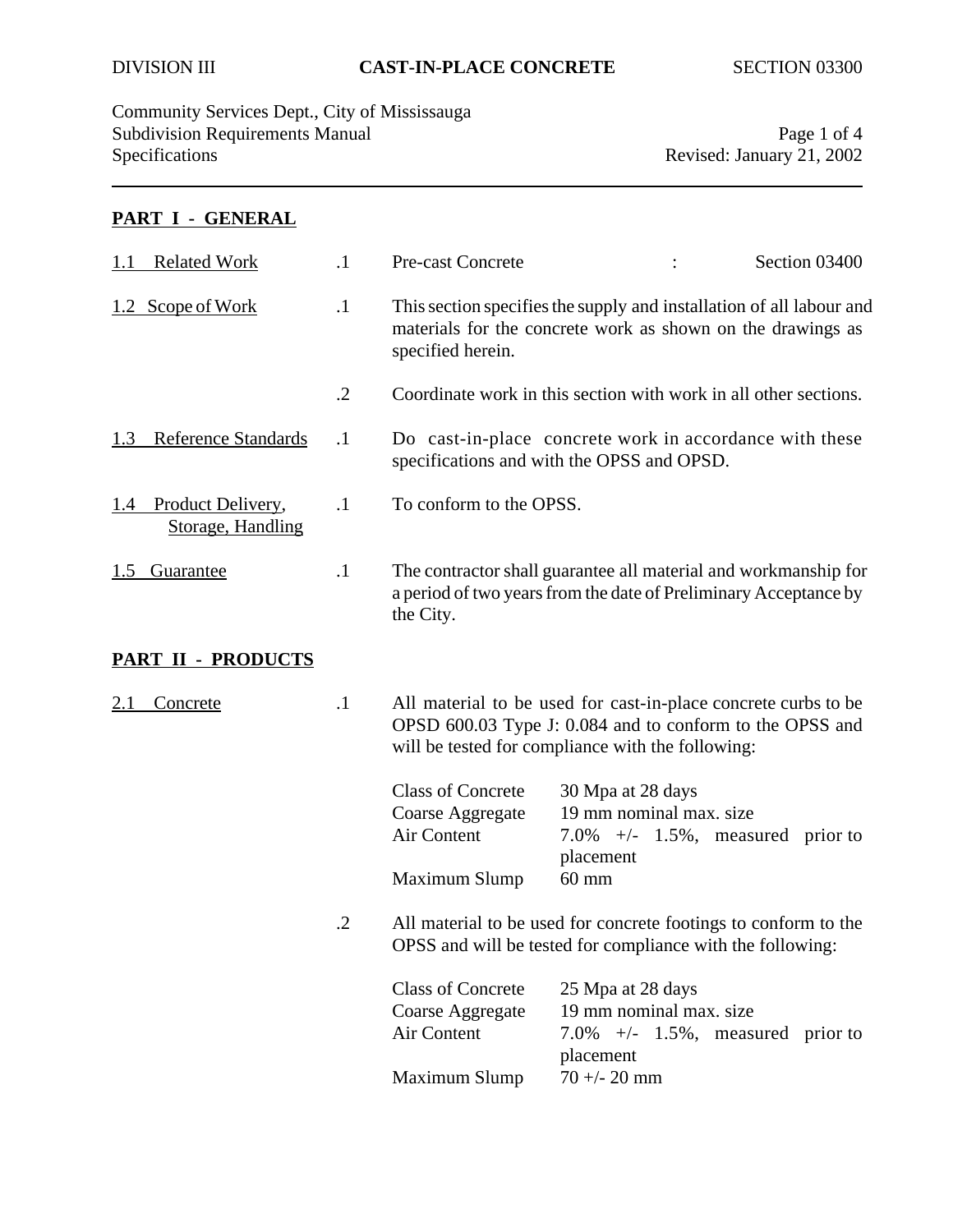# DIVISION III — CAST-IN-PLACE CONCRETE — SECTION 03300

Community Services Dept., City of Mississauga
Subdivision Requirements Manual
Specifications
Revised: January 21, 2002

## PART I - GENERAL

**1.1 Related Work**

.1 Pre-cast Concrete : Section 03400

**1.2 Scope of Work**

.1 This section specifies the supply and installation of all labour and materials for the concrete work as shown on the drawings as specified herein.

.2 Coordinate work in this section with work in all other sections.

**1.3 Reference Standards**

.1 Do cast-in-place concrete work in accordance with these specifications and with the OPSS and OPSD.

**1.4 Product Delivery, Storage, Handling**

.1 To conform to the OPSS.

**1.5 Guarantee**

.1 The contractor shall guarantee all material and workmanship for a period of two years from the date of Preliminary Acceptance by the City.

## PART II - PRODUCTS

**2.1 Concrete**

.1 All material to be used for cast-in-place concrete curbs to be OPSD 600.03 Type J: 0.084 and to conform to the OPSS and will be tested for compliance with the following:

| | |
|---|---|
| Class of Concrete | 30 Mpa at 28 days |
| Coarse Aggregate | 19 mm nominal max. size |
| Air Content | 7.0% +/- 1.5%, measured prior to placement |
| Maximum Slump | 60 mm |

.2 All material to be used for concrete footings to conform to the OPSS and will be tested for compliance with the following:

| | |
|---|---|
| Class of Concrete | 25 Mpa at 28 days |
| Coarse Aggregate | 19 mm nominal max. size |
| Air Content | 7.0% +/- 1.5%, measured prior to placement |
| Maximum Slump | 70 +/- 20 mm |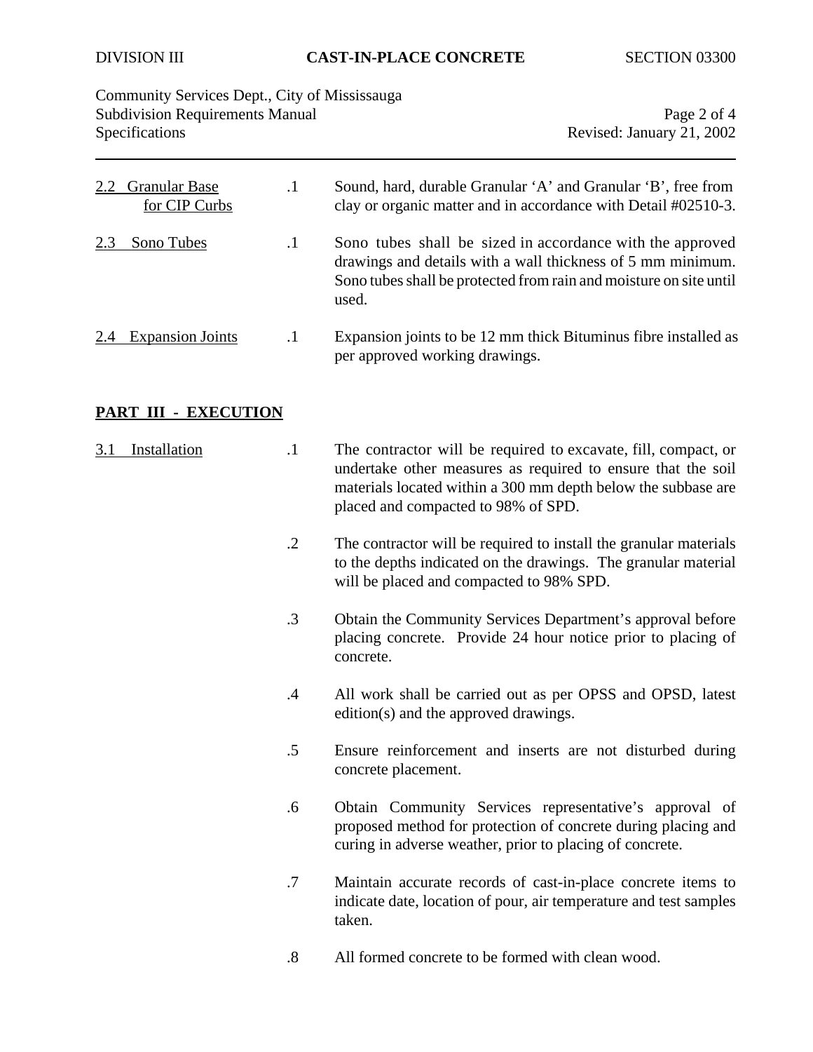2.2 Granular Base for CIP Curbs

.1 Sound, hard, durable Granular ‘A’ and Granular ‘B’, free from clay or organic matter and in accordance with Detail #02510-3.

2.3 Sono Tubes

.1 Sono tubes shall be sized in accordance with the approved drawings and details with a wall thickness of 5 mm minimum. Sono tubes shall be protected from rain and moisture on site until used.

2.4 Expansion Joints

.1 Expansion joints to be 12 mm thick Bituminus fibre installed as per approved working drawings.

## PART III - EXECUTION

3.1 Installation

.1 The contractor will be required to excavate, fill, compact, or undertake other measures as required to ensure that the soil materials located within a 300 mm depth below the subbase are placed and compacted to 98% of SPD.

.2 The contractor will be required to install the granular materials to the depths indicated on the drawings. The granular material will be placed and compacted to 98% SPD.

.3 Obtain the Community Services Department’s approval before placing concrete. Provide 24 hour notice prior to placing of concrete.

.4 All work shall be carried out as per OPSS and OPSD, latest edition(s) and the approved drawings.

.5 Ensure reinforcement and inserts are not disturbed during concrete placement.

.6 Obtain Community Services representative’s approval of proposed method for protection of concrete during placing and curing in adverse weather, prior to placing of concrete.

.7 Maintain accurate records of cast-in-place concrete items to indicate date, location of pour, air temperature and test samples taken.

.8 All formed concrete to be formed with clean wood.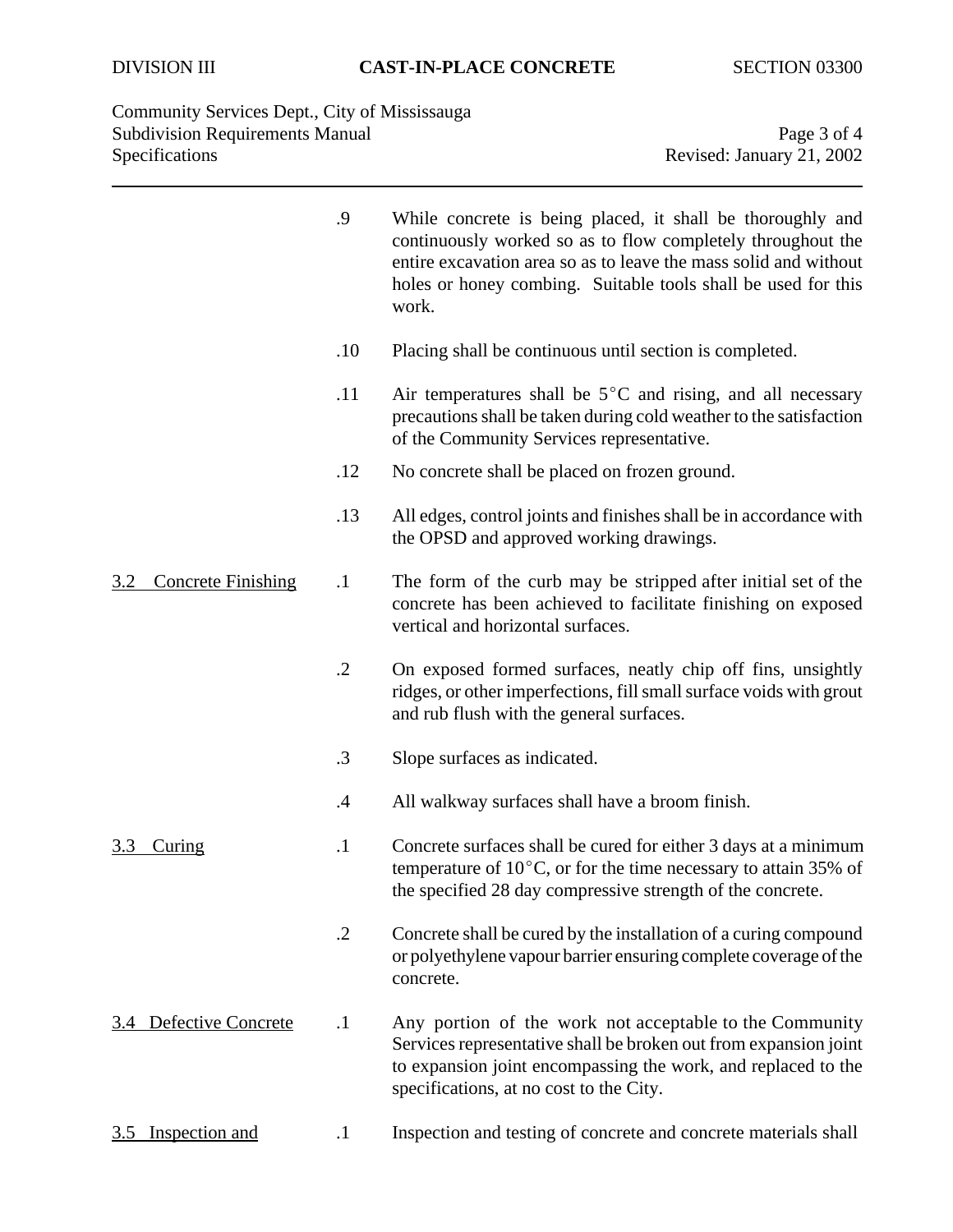.9 While concrete is being placed, it shall be thoroughly and continuously worked so as to flow completely throughout the entire excavation area so as to leave the mass solid and without holes or honey combing. Suitable tools shall be used for this work.

.10 Placing shall be continuous until section is completed.

.11 Air temperatures shall be 5°C and rising, and all necessary precautions shall be taken during cold weather to the satisfaction of the Community Services representative.

.12 No concrete shall be placed on frozen ground.

.13 All edges, control joints and finishes shall be in accordance with the OPSD and approved working drawings.

<u>3.2 Concrete Finishing</u>

.1 The form of the curb may be stripped after initial set of the concrete has been achieved to facilitate finishing on exposed vertical and horizontal surfaces.

.2 On exposed formed surfaces, neatly chip off fins, unsightly ridges, or other imperfections, fill small surface voids with grout and rub flush with the general surfaces.

.3 Slope surfaces as indicated.

.4 All walkway surfaces shall have a broom finish.

<u>3.3 Curing</u>

.1 Concrete surfaces shall be cured for either 3 days at a minimum temperature of 10°C, or for the time necessary to attain 35% of the specified 28 day compressive strength of the concrete.

.2 Concrete shall be cured by the installation of a curing compound or polyethylene vapour barrier ensuring complete coverage of the concrete.

<u>3.4 Defective Concrete</u>

.1 Any portion of the work not acceptable to the Community Services representative shall be broken out from expansion joint to expansion joint encompassing the work, and replaced to the specifications, at no cost to the City.

<u>3.5 Inspection and</u>

.1 Inspection and testing of concrete and concrete materials shall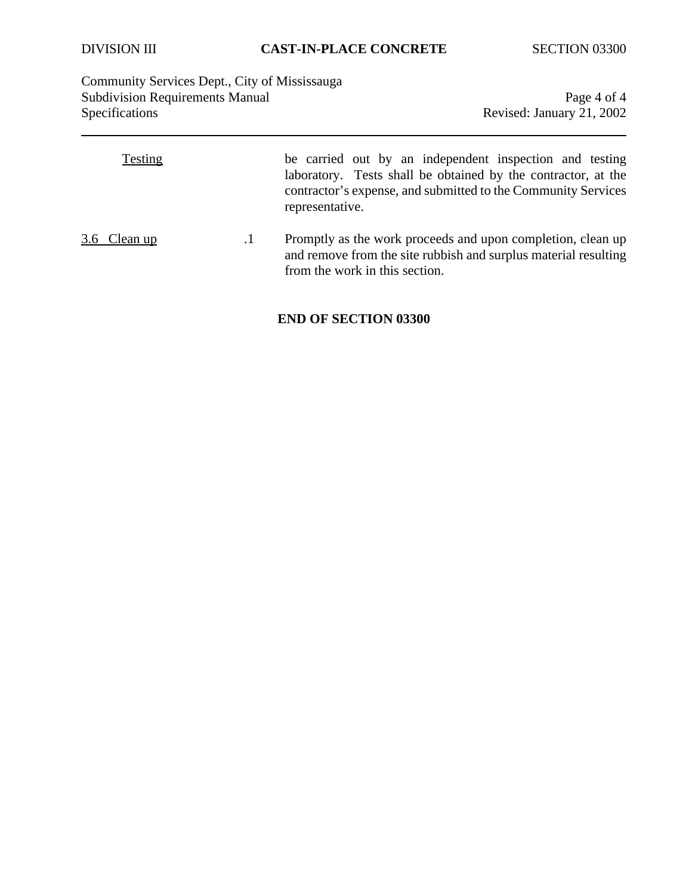Testing

be carried out by an independent inspection and testing laboratory. Tests shall be obtained by the contractor, at the contractor's expense, and submitted to the Community Services representative.

3.6 Clean up

.1 Promptly as the work proceeds and upon completion, clean up and remove from the site rubbish and surplus material resulting from the work in this section.

**END OF SECTION 03300**